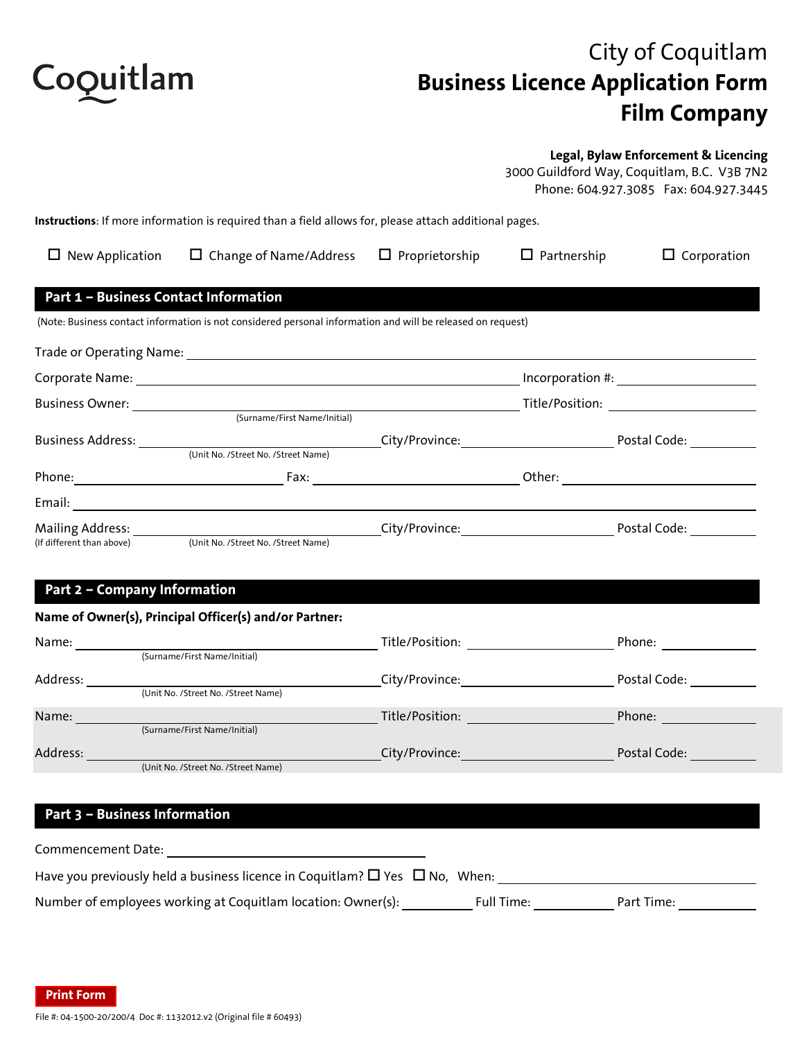Coquitlam

# City of Coquitlam
# Business Licence Application Form
# Film Company

**Legal, Bylaw Enforcement & Licencing**
3000 Guildford Way, Coquitlam, B.C. V3B 7N2
Phone: 604.927.3085 Fax: 604.927.3445

**Instructions**: If more information is required than a field allows for, please attach additional pages.

☐ New Application ☐ Change of Name/Address ☐ Proprietorship ☐ Partnership ☐ Corporation

## Part 1 – Business Contact Information

(Note: Business contact information is not considered personal information and will be released on request)

Trade or Operating Name: ______________________________

Corporate Name: ______________________________ Incorporation #: ______________

Business Owner: ______________________________ Title/Position: ______________
(Surname/First Name/Initial)

Business Address: ______________________________ City/Province: ______________ Postal Code: __________
(Unit No. /Street No. /Street Name)

Phone: ______________ Fax: ______________ Other: ______________

Email: ______________________________

Mailing Address: ______________________________ City/Province: ______________ Postal Code: __________
(If different than above) (Unit No. /Street No. /Street Name)

## Part 2 – Company Information

**Name of Owner(s), Principal Officer(s) and/or Partner:**

Name: ______________________________ Title/Position: ______________ Phone: ______________
(Surname/First Name/Initial)

Address: ______________________________ City/Province: ______________ Postal Code: __________
(Unit No. /Street No. /Street Name)

Name: ______________________________ Title/Position: ______________ Phone: ______________
(Surname/First Name/Initial)

Address: ______________________________ City/Province: ______________ Postal Code: __________
(Unit No. /Street No. /Street Name)

## Part 3 – Business Information

Commencement Date: ______________________________

Have you previously held a business licence in Coquitlam? ☐ Yes ☐ No, When: ______________

Number of employees working at Coquitlam location: Owner(s): __________ Full Time: __________ Part Time: __________

Print Form

File #: 04-1500-20/200/4 Doc #: 1132012.v2 (Original file # 60493)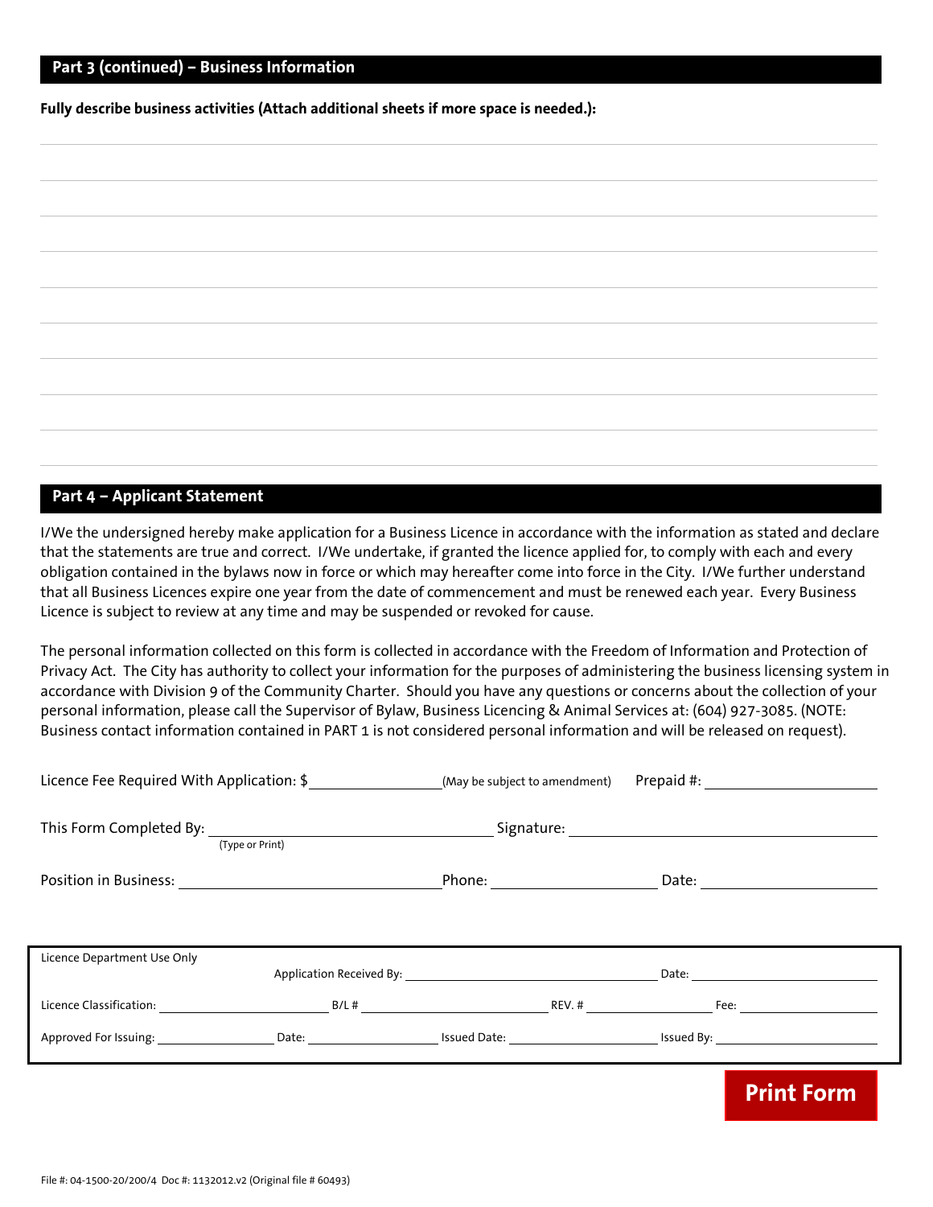## Part 3 (continued) – Business Information

**Fully describe business activities (Attach additional sheets if more space is needed.):**

## Part 4 – Applicant Statement

I/We the undersigned hereby make application for a Business Licence in accordance with the information as stated and declare that the statements are true and correct. I/We undertake, if granted the licence applied for, to comply with each and every obligation contained in the bylaws now in force or which may hereafter come into force in the City. I/We further understand that all Business Licences expire one year from the date of commencement and must be renewed each year. Every Business Licence is subject to review at any time and may be suspended or revoked for cause.

The personal information collected on this form is collected in accordance with the Freedom of Information and Protection of Privacy Act. The City has authority to collect your information for the purposes of administering the business licensing system in accordance with Division 9 of the Community Charter. Should you have any questions or concerns about the collection of your personal information, please call the Supervisor of Bylaw, Business Licencing & Animal Services at: (604) 927-3085. (NOTE: Business contact information contained in PART 1 is not considered personal information and will be released on request).

Licence Fee Required With Application: $ ______________ (May be subject to amendment) Prepaid #: ______________

This Form Completed By: ______________ (Type or Print) Signature: ______________

Position in Business: ______________ Phone: ______________ Date: ______________

Licence Department Use Only

Application Received By: ______________ Date: ______________

Licence Classification: ______________ B/L # ______________ REV. # ______________ Fee: ______________

Approved For Issuing: ______________ Date: ______________ Issued Date: ______________ Issued By: ______________

Print Form

File #: 04-1500-20/200/4 Doc #: 1132012.v2 (Original file # 60493)